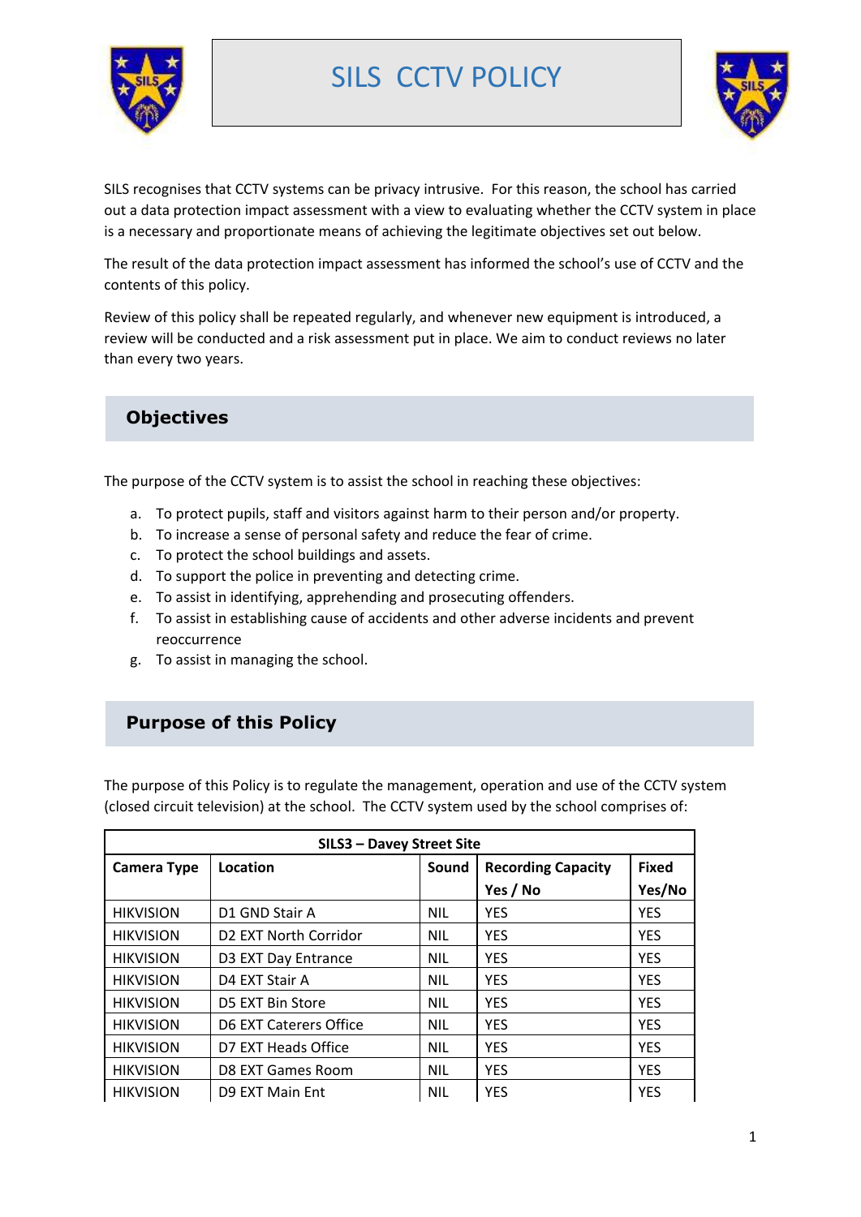# SILS CCTV POLICY

SILS recognises that CCTV systems can be privacy intrusive. For this reason, the school has carried out a data protection impact assessment with a view to evaluating whether the CCTV system in place is a necessary and proportionate means of achieving the legitimate objectives set out below.

The result of the data protection impact assessment has informed the school's use of CCTV and the contents of this policy.

Review of this policy shall be repeated regularly, and whenever new equipment is introduced, a review will be conducted and a risk assessment put in place. We aim to conduct reviews no later than every two years.

## Objectives

The purpose of the CCTV system is to assist the school in reaching these objectives:

a. To protect pupils, staff and visitors against harm to their person and/or property.
b. To increase a sense of personal safety and reduce the fear of crime.
c. To protect the school buildings and assets.
d. To support the police in preventing and detecting crime.
e. To assist in identifying, apprehending and prosecuting offenders.
f. To assist in establishing cause of accidents and other adverse incidents and prevent reoccurrence
g. To assist in managing the school.

## Purpose of this Policy

The purpose of this Policy is to regulate the management, operation and use of the CCTV system (closed circuit television) at the school. The CCTV system used by the school comprises of:

| **SILS3 – Davey Street Site** | | | | |
|---|---|---|---|---|
| **Camera Type** | **Location** | **Sound** | **Recording Capacity Yes / No** | **Fixed Yes/No** |
| HIKVISION | D1 GND Stair A | NIL | YES | YES |
| HIKVISION | D2 EXT North Corridor | NIL | YES | YES |
| HIKVISION | D3 EXT Day Entrance | NIL | YES | YES |
| HIKVISION | D4 EXT Stair A | NIL | YES | YES |
| HIKVISION | D5 EXT Bin Store | NIL | YES | YES |
| HIKVISION | D6 EXT Caterers Office | NIL | YES | YES |
| HIKVISION | D7 EXT Heads Office | NIL | YES | YES |
| HIKVISION | D8 EXT Games Room | NIL | YES | YES |
| HIKVISION | D9 EXT Main Ent | NIL | YES | YES |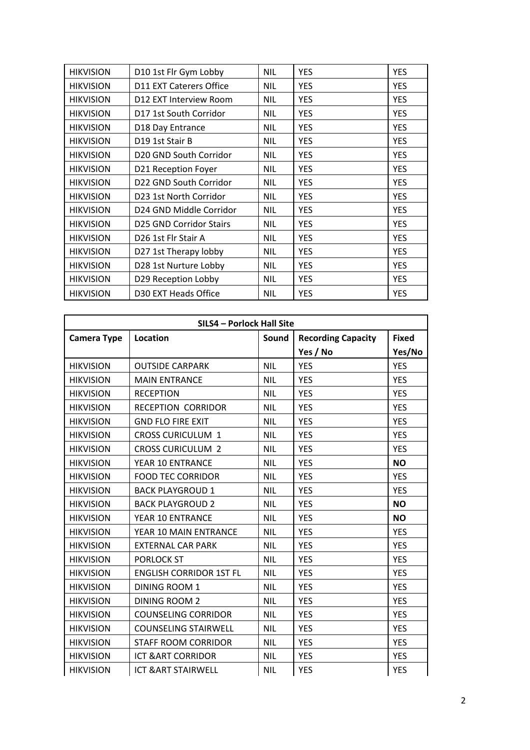| HIKVISION | D10 1st Flr Gym Lobby | NIL | YES | YES |
|---|---|---|---|---|
| HIKVISION | D11 EXT Caterers Office | NIL | YES | YES |
| HIKVISION | D12 EXT Interview Room | NIL | YES | YES |
| HIKVISION | D17 1st South Corridor | NIL | YES | YES |
| HIKVISION | D18 Day Entrance | NIL | YES | YES |
| HIKVISION | D19 1st Stair B | NIL | YES | YES |
| HIKVISION | D20 GND South Corridor | NIL | YES | YES |
| HIKVISION | D21 Reception Foyer | NIL | YES | YES |
| HIKVISION | D22 GND South Corridor | NIL | YES | YES |
| HIKVISION | D23 1st North Corridor | NIL | YES | YES |
| HIKVISION | D24 GND Middle Corridor | NIL | YES | YES |
| HIKVISION | D25 GND Corridor Stairs | NIL | YES | YES |
| HIKVISION | D26 1st Flr Stair A | NIL | YES | YES |
| HIKVISION | D27 1st Therapy lobby | NIL | YES | YES |
| HIKVISION | D28 1st Nurture Lobby | NIL | YES | YES |
| HIKVISION | D29 Reception Lobby | NIL | YES | YES |
| HIKVISION | D30 EXT Heads Office | NIL | YES | YES |

| SILS4 – Porlock Hall Site | | | | |
|---|---|---|---|---|
| **Camera Type** | **Location** | **Sound** | **Recording Capacity Yes / No** | **Fixed Yes/No** |
| HIKVISION | OUTSIDE CARPARK | NIL | YES | YES |
| HIKVISION | MAIN ENTRANCE | NIL | YES | YES |
| HIKVISION | RECEPTION | NIL | YES | YES |
| HIKVISION | RECEPTION CORRIDOR | NIL | YES | YES |
| HIKVISION | GND FLO FIRE EXIT | NIL | YES | YES |
| HIKVISION | CROSS CURICULUM 1 | NIL | YES | YES |
| HIKVISION | CROSS CURICULUM 2 | NIL | YES | YES |
| HIKVISION | YEAR 10 ENTRANCE | NIL | YES | **NO** |
| HIKVISION | FOOD TEC CORRIDOR | NIL | YES | YES |
| HIKVISION | BACK PLAYGROUD 1 | NIL | YES | YES |
| HIKVISION | BACK PLAYGROUD 2 | NIL | YES | **NO** |
| HIKVISION | YEAR 10 ENTRANCE | NIL | YES | **NO** |
| HIKVISION | YEAR 10 MAIN ENTRANCE | NIL | YES | YES |
| HIKVISION | EXTERNAL CAR PARK | NIL | YES | YES |
| HIKVISION | PORLOCK ST | NIL | YES | YES |
| HIKVISION | ENGLISH CORRIDOR 1ST FL | NIL | YES | YES |
| HIKVISION | DINING ROOM 1 | NIL | YES | YES |
| HIKVISION | DINING ROOM 2 | NIL | YES | YES |
| HIKVISION | COUNSELING CORRIDOR | NIL | YES | YES |
| HIKVISION | COUNSELING STAIRWELL | NIL | YES | YES |
| HIKVISION | STAFF ROOM CORRIDOR | NIL | YES | YES |
| HIKVISION | ICT &ART CORRIDOR | NIL | YES | YES |
| HIKVISION | ICT &ART STAIRWELL | NIL | YES | YES |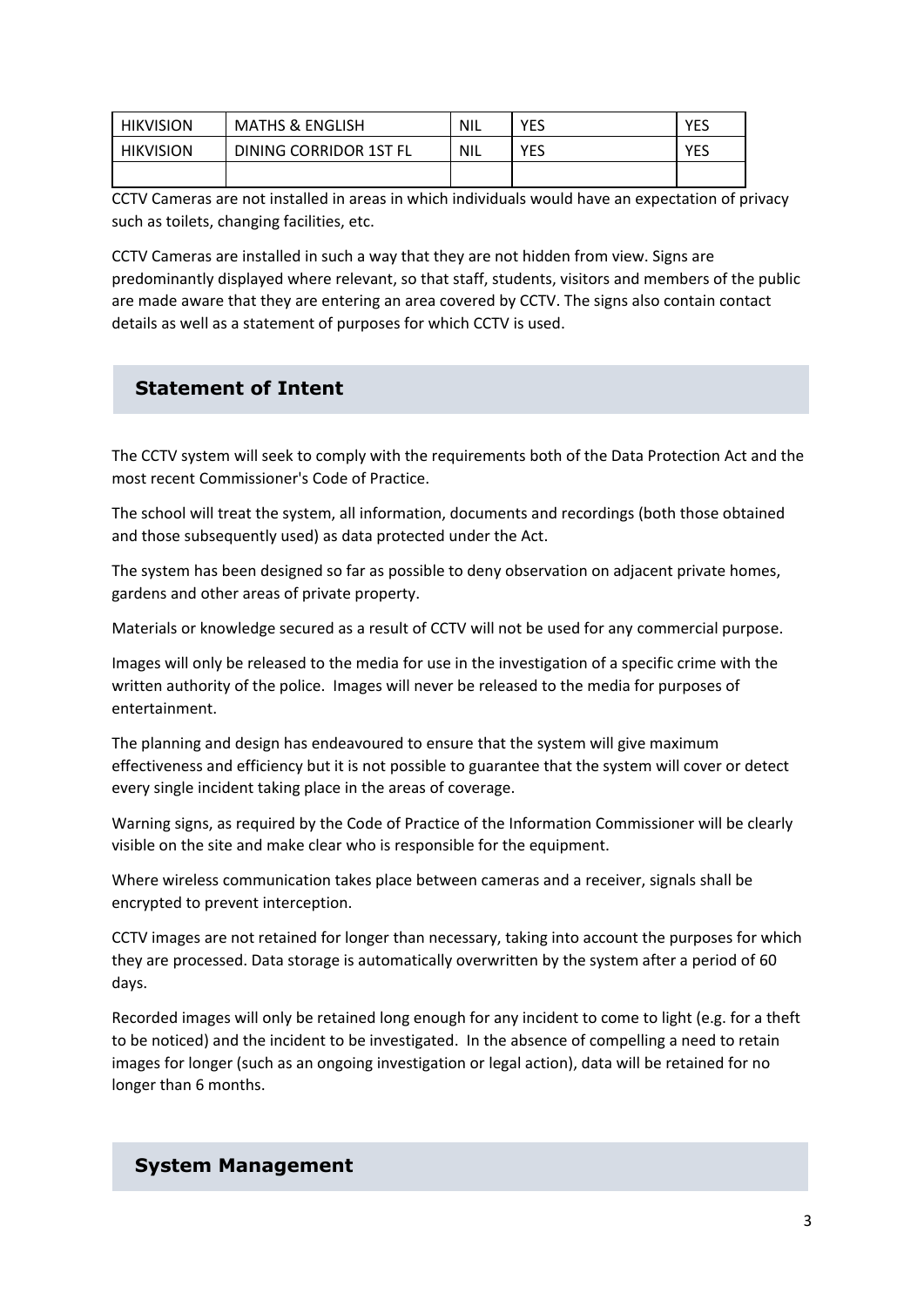| HIKVISION | MATHS & ENGLISH | NIL | YES | YES |
|---|---|---|---|---|
| HIKVISION | DINING CORRIDOR 1ST FL | NIL | YES | YES |
| | | | | |

CCTV Cameras are not installed in areas in which individuals would have an expectation of privacy such as toilets, changing facilities, etc.

CCTV Cameras are installed in such a way that they are not hidden from view. Signs are predominantly displayed where relevant, so that staff, students, visitors and members of the public are made aware that they are entering an area covered by CCTV. The signs also contain contact details as well as a statement of purposes for which CCTV is used.

## Statement of Intent

The CCTV system will seek to comply with the requirements both of the Data Protection Act and the most recent Commissioner's Code of Practice.

The school will treat the system, all information, documents and recordings (both those obtained and those subsequently used) as data protected under the Act.

The system has been designed so far as possible to deny observation on adjacent private homes, gardens and other areas of private property.

Materials or knowledge secured as a result of CCTV will not be used for any commercial purpose.

Images will only be released to the media for use in the investigation of a specific crime with the written authority of the police. Images will never be released to the media for purposes of entertainment.

The planning and design has endeavoured to ensure that the system will give maximum effectiveness and efficiency but it is not possible to guarantee that the system will cover or detect every single incident taking place in the areas of coverage.

Warning signs, as required by the Code of Practice of the Information Commissioner will be clearly visible on the site and make clear who is responsible for the equipment.

Where wireless communication takes place between cameras and a receiver, signals shall be encrypted to prevent interception.

CCTV images are not retained for longer than necessary, taking into account the purposes for which they are processed. Data storage is automatically overwritten by the system after a period of 60 days.

Recorded images will only be retained long enough for any incident to come to light (e.g. for a theft to be noticed) and the incident to be investigated. In the absence of compelling a need to retain images for longer (such as an ongoing investigation or legal action), data will be retained for no longer than 6 months.

## System Management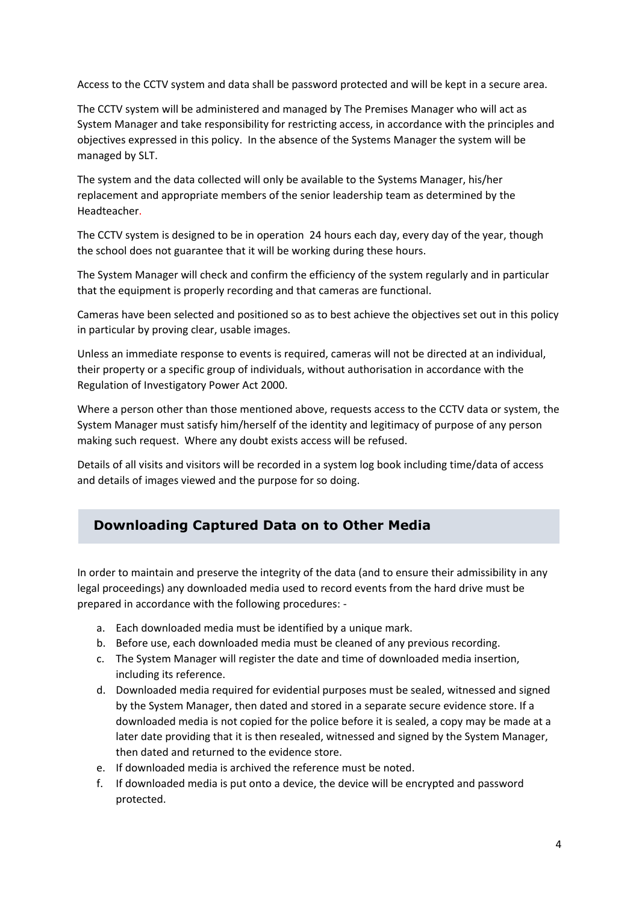Access to the CCTV system and data shall be password protected and will be kept in a secure area.

The CCTV system will be administered and managed by The Premises Manager who will act as System Manager and take responsibility for restricting access, in accordance with the principles and objectives expressed in this policy. In the absence of the Systems Manager the system will be managed by SLT.

The system and the data collected will only be available to the Systems Manager, his/her replacement and appropriate members of the senior leadership team as determined by the Headteacher.

The CCTV system is designed to be in operation 24 hours each day, every day of the year, though the school does not guarantee that it will be working during these hours.

The System Manager will check and confirm the efficiency of the system regularly and in particular that the equipment is properly recording and that cameras are functional.

Cameras have been selected and positioned so as to best achieve the objectives set out in this policy in particular by proving clear, usable images.

Unless an immediate response to events is required, cameras will not be directed at an individual, their property or a specific group of individuals, without authorisation in accordance with the Regulation of Investigatory Power Act 2000.

Where a person other than those mentioned above, requests access to the CCTV data or system, the System Manager must satisfy him/herself of the identity and legitimacy of purpose of any person making such request. Where any doubt exists access will be refused.

Details of all visits and visitors will be recorded in a system log book including time/data of access and details of images viewed and the purpose for so doing.

## Downloading Captured Data on to Other Media

In order to maintain and preserve the integrity of the data (and to ensure their admissibility in any legal proceedings) any downloaded media used to record events from the hard drive must be prepared in accordance with the following procedures: -

a. Each downloaded media must be identified by a unique mark.
b. Before use, each downloaded media must be cleaned of any previous recording.
c. The System Manager will register the date and time of downloaded media insertion, including its reference.
d. Downloaded media required for evidential purposes must be sealed, witnessed and signed by the System Manager, then dated and stored in a separate secure evidence store. If a downloaded media is not copied for the police before it is sealed, a copy may be made at a later date providing that it is then resealed, witnessed and signed by the System Manager, then dated and returned to the evidence store.
e. If downloaded media is archived the reference must be noted.
f. If downloaded media is put onto a device, the device will be encrypted and password protected.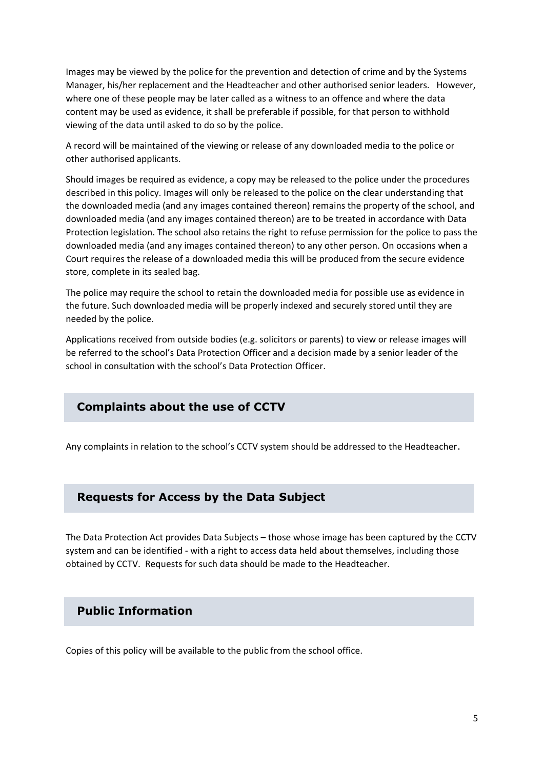Images may be viewed by the police for the prevention and detection of crime and by the Systems Manager, his/her replacement and the Headteacher and other authorised senior leaders. However, where one of these people may be later called as a witness to an offence and where the data content may be used as evidence, it shall be preferable if possible, for that person to withhold viewing of the data until asked to do so by the police.

A record will be maintained of the viewing or release of any downloaded media to the police or other authorised applicants.

Should images be required as evidence, a copy may be released to the police under the procedures described in this policy. Images will only be released to the police on the clear understanding that the downloaded media (and any images contained thereon) remains the property of the school, and downloaded media (and any images contained thereon) are to be treated in accordance with Data Protection legislation. The school also retains the right to refuse permission for the police to pass the downloaded media (and any images contained thereon) to any other person. On occasions when a Court requires the release of a downloaded media this will be produced from the secure evidence store, complete in its sealed bag.

The police may require the school to retain the downloaded media for possible use as evidence in the future. Such downloaded media will be properly indexed and securely stored until they are needed by the police.

Applications received from outside bodies (e.g. solicitors or parents) to view or release images will be referred to the school's Data Protection Officer and a decision made by a senior leader of the school in consultation with the school's Data Protection Officer.

## Complaints about the use of CCTV

Any complaints in relation to the school's CCTV system should be addressed to the Headteacher.

## Requests for Access by the Data Subject

The Data Protection Act provides Data Subjects – those whose image has been captured by the CCTV system and can be identified - with a right to access data held about themselves, including those obtained by CCTV. Requests for such data should be made to the Headteacher.

## Public Information

Copies of this policy will be available to the public from the school office.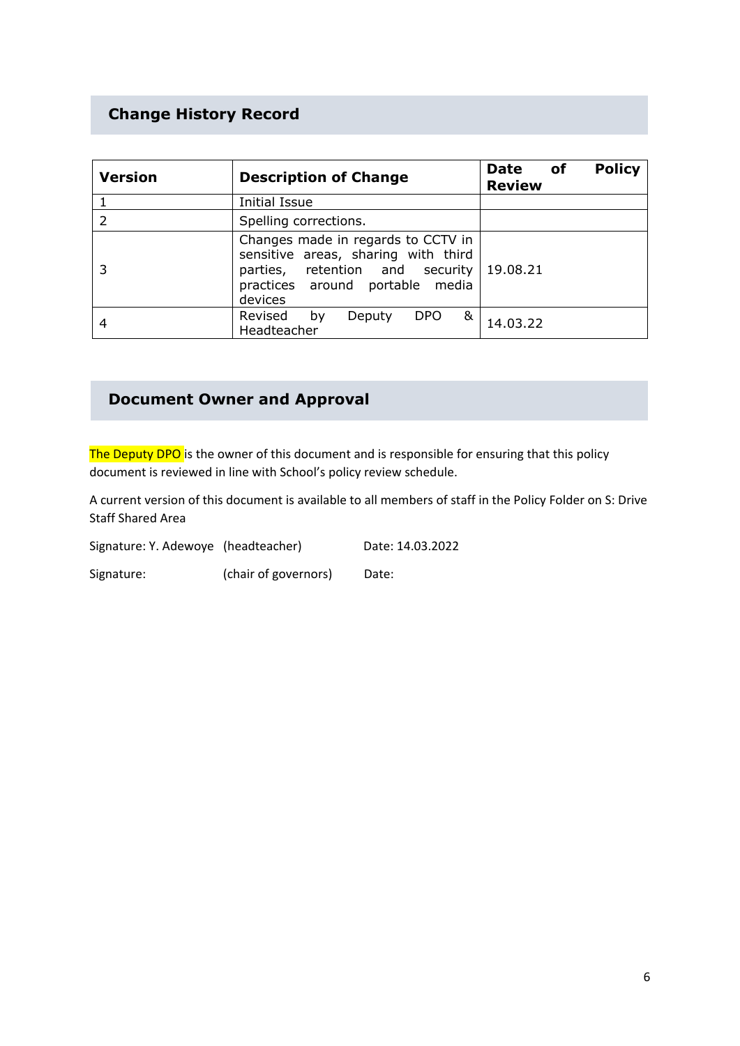## Change History Record

| Version | Description of Change | Date of Policy Review |
|---|---|---|
| 1 | Initial Issue | |
| 2 | Spelling corrections. | |
| 3 | Changes made in regards to CCTV in sensitive areas, sharing with third parties, retention and security practices around portable media devices | 19.08.21 |
| 4 | Revised by Deputy DPO & Headteacher | 14.03.22 |

## Document Owner and Approval

The Deputy DPO is the owner of this document and is responsible for ensuring that this policy document is reviewed in line with School's policy review schedule.

A current version of this document is available to all members of staff in the Policy Folder on S: Drive Staff Shared Area

Signature: Y. Adewoye (headteacher) Date: 14.03.2022

Signature: (chair of governors) Date: